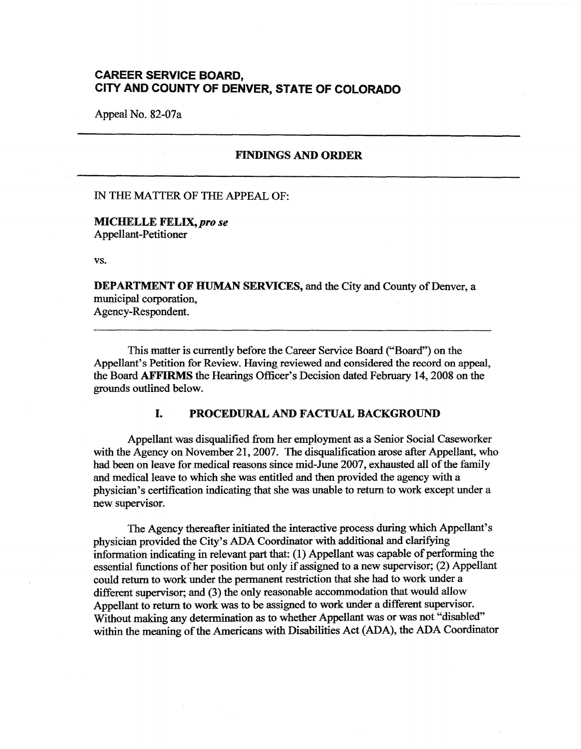## CAREER SERVICE BOARD, CITY AND COUNTY OF DENVER, STATE OF COLORADO

Appeal No. 82-07a

---

### FINDINGS AND ORDER

---

IN THE MATTER OF THE APPEAL OF:

**MICHELLE FELIX,** ***pro se***
Appellant-Petitioner

vs.

**DEPARTMENT OF HUMAN SERVICES,** and the City and County of Denver, a municipal corporation,
Agency-Respondent.

---

This matter is currently before the Career Service Board ("Board") on the Appellant's Petition for Review. Having reviewed and considered the record on appeal, the Board **AFFIRMS** the Hearings Officer's Decision dated February 14, 2008 on the grounds outlined below.

### I. PROCEDURAL AND FACTUAL BACKGROUND

Appellant was disqualified from her employment as a Senior Social Caseworker with the Agency on November 21, 2007. The disqualification arose after Appellant, who had been on leave for medical reasons since mid-June 2007, exhausted all of the family and medical leave to which she was entitled and then provided the agency with a physician's certification indicating that she was unable to return to work except under a new supervisor.

The Agency thereafter initiated the interactive process during which Appellant's physician provided the City's ADA Coordinator with additional and clarifying information indicating in relevant part that: (1) Appellant was capable of performing the essential functions of her position but only if assigned to a new supervisor; (2) Appellant could return to work under the permanent restriction that she had to work under a different supervisor; and (3) the only reasonable accommodation that would allow Appellant to return to work was to be assigned to work under a different supervisor. Without making any determination as to whether Appellant was or was not "disabled" within the meaning of the Americans with Disabilities Act (ADA), the ADA Coordinator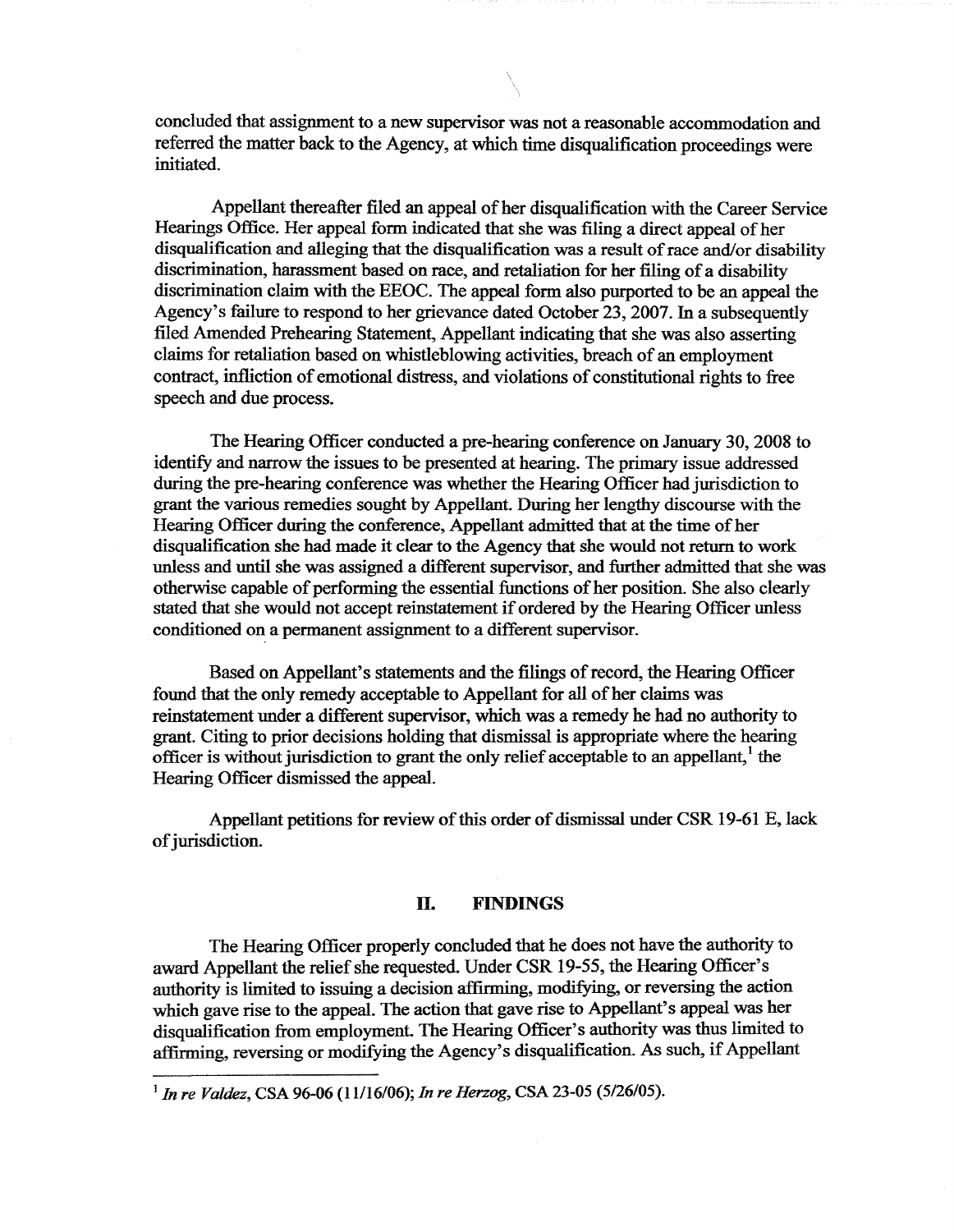concluded that assignment to a new supervisor was not a reasonable accommodation and referred the matter back to the Agency, at which time disqualification proceedings were initiated.

Appellant thereafter filed an appeal of her disqualification with the Career Service Hearings Office. Her appeal form indicated that she was filing a direct appeal of her disqualification and alleging that the disqualification was a result of race and/or disability discrimination, harassment based on race, and retaliation for her filing of a disability discrimination claim with the EEOC. The appeal form also purported to be an appeal the Agency's failure to respond to her grievance dated October 23, 2007. In a subsequently filed Amended Prehearing Statement, Appellant indicating that she was also asserting claims for retaliation based on whistleblowing activities, breach of an employment contract, infliction of emotional distress, and violations of constitutional rights to free speech and due process.

The Hearing Officer conducted a pre-hearing conference on January 30, 2008 to identify and narrow the issues to be presented at hearing. The primary issue addressed during the pre-hearing conference was whether the Hearing Officer had jurisdiction to grant the various remedies sought by Appellant. During her lengthy discourse with the Hearing Officer during the conference, Appellant admitted that at the time of her disqualification she had made it clear to the Agency that she would not return to work unless and until she was assigned a different supervisor, and further admitted that she was otherwise capable of performing the essential functions of her position. She also clearly stated that she would not accept reinstatement if ordered by the Hearing Officer unless conditioned on a permanent assignment to a different supervisor.

Based on Appellant's statements and the filings of record, the Hearing Officer found that the only remedy acceptable to Appellant for all of her claims was reinstatement under a different supervisor, which was a remedy he had no authority to grant. Citing to prior decisions holding that dismissal is appropriate where the hearing officer is without jurisdiction to grant the only relief acceptable to an appellant,[1] the Hearing Officer dismissed the appeal.

Appellant petitions for review of this order of dismissal under CSR 19-61 E, lack of jurisdiction.

## II. FINDINGS

The Hearing Officer properly concluded that he does not have the authority to award Appellant the relief she requested. Under CSR 19-55, the Hearing Officer's authority is limited to issuing a decision affirming, modifying, or reversing the action which gave rise to the appeal. The action that gave rise to Appellant's appeal was her disqualification from employment. The Hearing Officer's authority was thus limited to affirming, reversing or modifying the Agency's disqualification. As such, if Appellant

---

[1] *In re Valdez*, CSA 96-06 (11/16/06); *In re Herzog*, CSA 23-05 (5/26/05).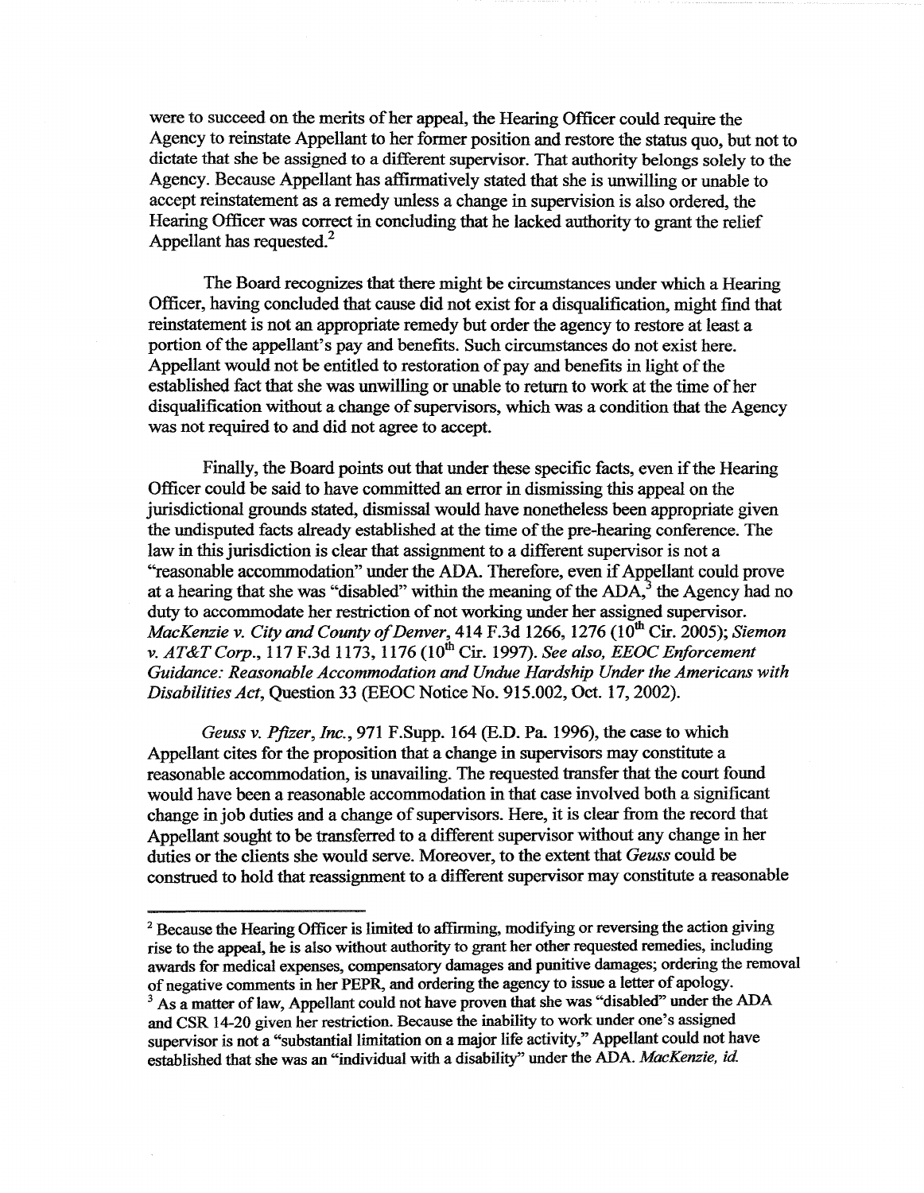were to succeed on the merits of her appeal, the Hearing Officer could require the Agency to reinstate Appellant to her former position and restore the status quo, but not to dictate that she be assigned to a different supervisor. That authority belongs solely to the Agency. Because Appellant has affirmatively stated that she is unwilling or unable to accept reinstatement as a remedy unless a change in supervision is also ordered, the Hearing Officer was correct in concluding that he lacked authority to grant the relief Appellant has requested.[2]

The Board recognizes that there might be circumstances under which a Hearing Officer, having concluded that cause did not exist for a disqualification, might find that reinstatement is not an appropriate remedy but order the agency to restore at least a portion of the appellant's pay and benefits. Such circumstances do not exist here. Appellant would not be entitled to restoration of pay and benefits in light of the established fact that she was unwilling or unable to return to work at the time of her disqualification without a change of supervisors, which was a condition that the Agency was not required to and did not agree to accept.

Finally, the Board points out that under these specific facts, even if the Hearing Officer could be said to have committed an error in dismissing this appeal on the jurisdictional grounds stated, dismissal would have nonetheless been appropriate given the undisputed facts already established at the time of the pre-hearing conference. The law in this jurisdiction is clear that assignment to a different supervisor is not a "reasonable accommodation" under the ADA. Therefore, even if Appellant could prove at a hearing that she was "disabled" within the meaning of the ADA,[3] the Agency had no duty to accommodate her restriction of not working under her assigned supervisor. *MacKenzie v. City and County of Denver*, 414 F.3d 1266, 1276 (10th Cir. 2005); *Siemon v. AT&T Corp.*, 117 F.3d 1173, 1176 (10th Cir. 1997). *See also, EEOC Enforcement Guidance: Reasonable Accommodation and Undue Hardship Under the Americans with Disabilities Act*, Question 33 (EEOC Notice No. 915.002, Oct. 17, 2002).

*Geuss v. Pfizer, Inc.*, 971 F.Supp. 164 (E.D. Pa. 1996), the case to which Appellant cites for the proposition that a change in supervisors may constitute a reasonable accommodation, is unavailing. The requested transfer that the court found would have been a reasonable accommodation in that case involved both a significant change in job duties and a change of supervisors. Here, it is clear from the record that Appellant sought to be transferred to a different supervisor without any change in her duties or the clients she would serve. Moreover, to the extent that *Geuss* could be construed to hold that reassignment to a different supervisor may constitute a reasonable

---

[2] Because the Hearing Officer is limited to affirming, modifying or reversing the action giving rise to the appeal, he is also without authority to grant her other requested remedies, including awards for medical expenses, compensatory damages and punitive damages; ordering the removal of negative comments in her PEPR, and ordering the agency to issue a letter of apology.

[3] As a matter of law, Appellant could not have proven that she was "disabled" under the ADA and CSR 14-20 given her restriction. Because the inability to work under one's assigned supervisor is not a "substantial limitation on a major life activity," Appellant could not have established that she was an "individual with a disability" under the ADA. *MacKenzie, id.*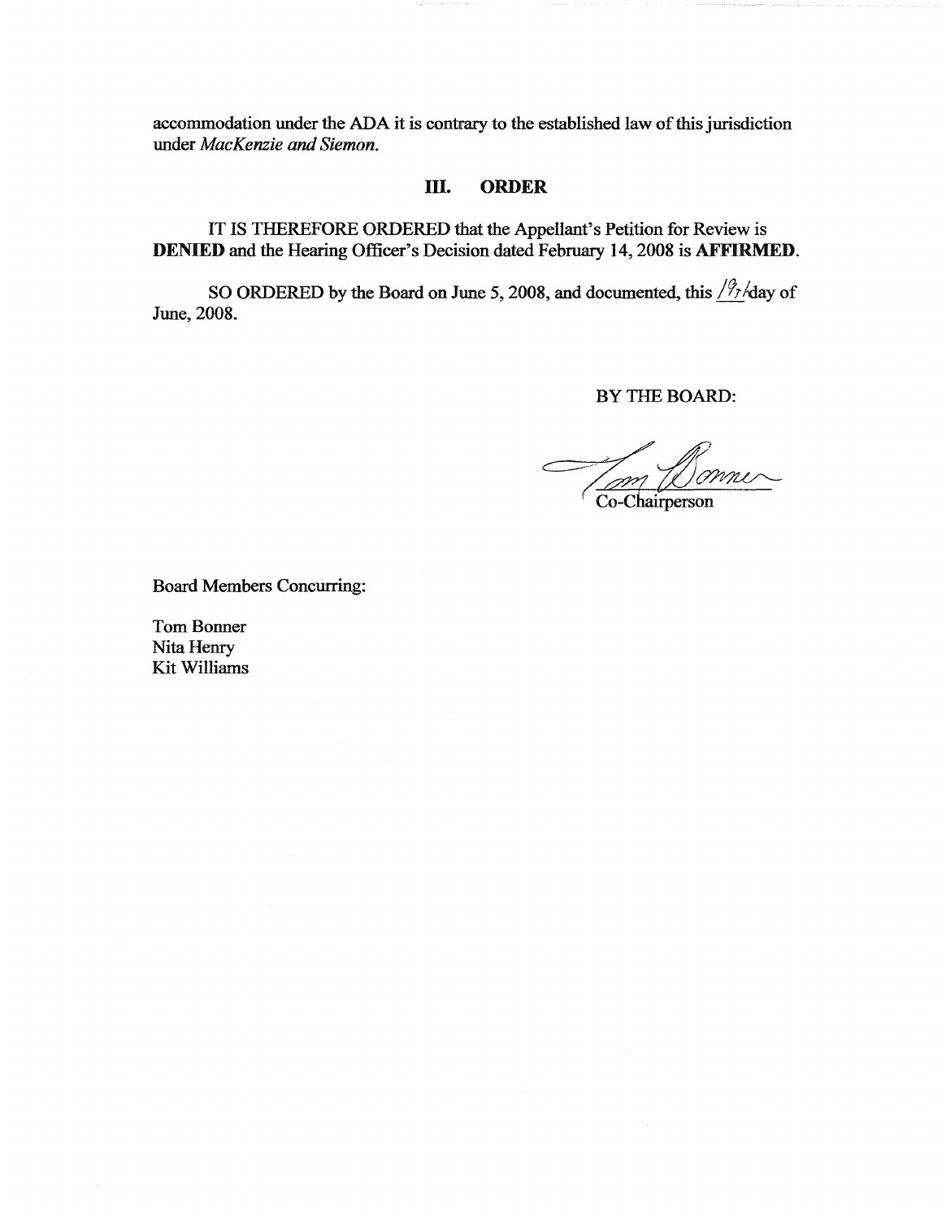accommodation under the ADA it is contrary to the established law of this jurisdiction under *MacKenzie and Siemon.*

## III. ORDER

IT IS THEREFORE ORDERED that the Appellant's Petition for Review is **DENIED** and the Hearing Officer's Decision dated February 14, 2008 is **AFFIRMED**.

SO ORDERED by the Board on June 5, 2008, and documented, this 19th day of June, 2008.

BY THE BOARD:

Tom Bonner
Co-Chairperson

Board Members Concurring:

Tom Bonner
Nita Henry
Kit Williams